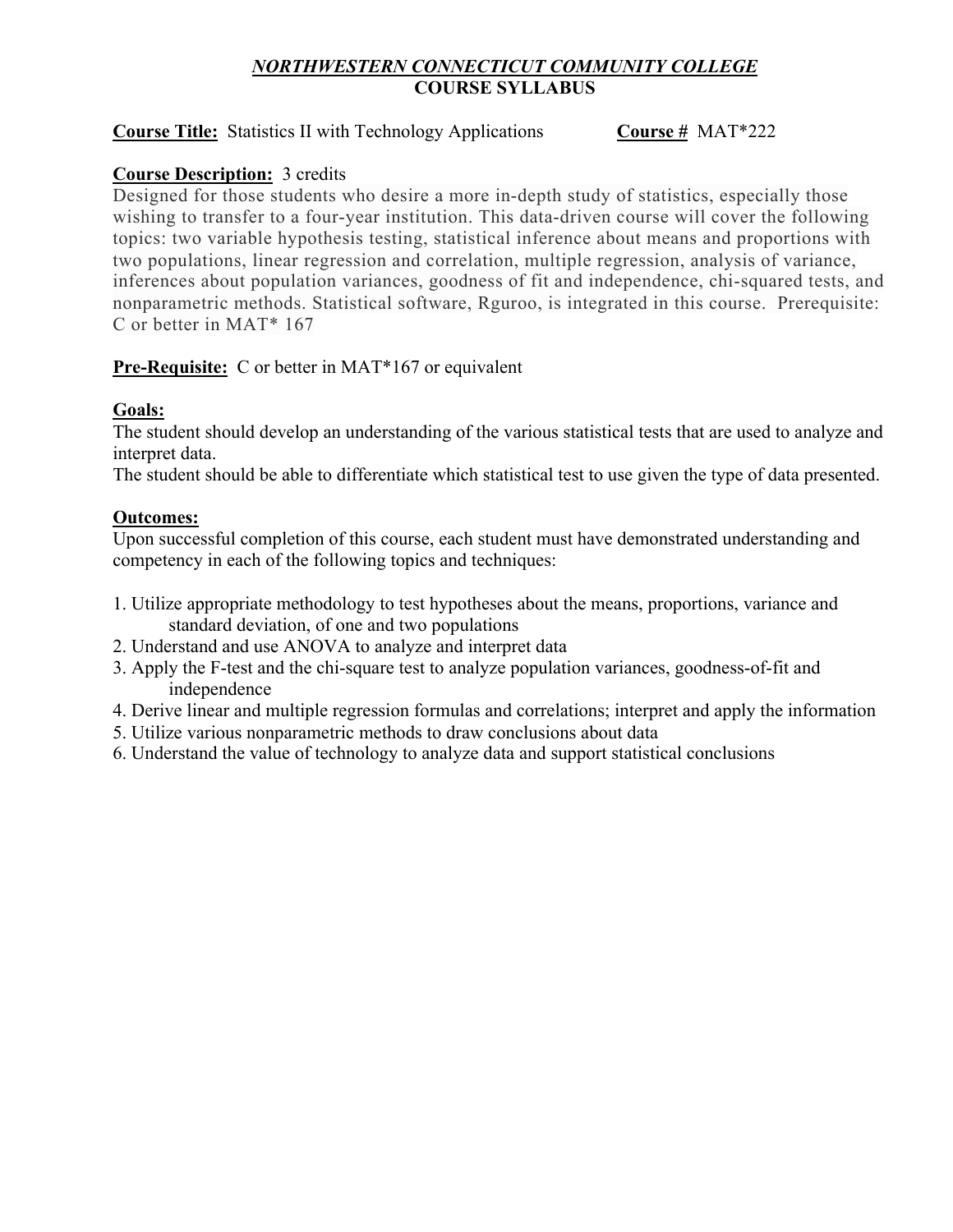***NORTHWESTERN CONNECTICUT COMMUNITY COLLEGE***

**COURSE SYLLABUS**

**Course Title:** Statistics II with Technology Applications **Course #** MAT*222

**Course Description:** 3 credits

Designed for those students who desire a more in-depth study of statistics, especially those wishing to transfer to a four-year institution. This data-driven course will cover the following topics: two variable hypothesis testing, statistical inference about means and proportions with two populations, linear regression and correlation, multiple regression, analysis of variance, inferences about population variances, goodness of fit and independence, chi-squared tests, and nonparametric methods. Statistical software, Rguroo, is integrated in this course. Prerequisite: C or better in MAT* 167

**Pre-Requisite:** C or better in MAT*167 or equivalent

**Goals:**

The student should develop an understanding of the various statistical tests that are used to analyze and interpret data.

The student should be able to differentiate which statistical test to use given the type of data presented.

**Outcomes:**

Upon successful completion of this course, each student must have demonstrated understanding and competency in each of the following topics and techniques:

1. Utilize appropriate methodology to test hypotheses about the means, proportions, variance and standard deviation, of one and two populations
2. Understand and use ANOVA to analyze and interpret data
3. Apply the F-test and the chi-square test to analyze population variances, goodness-of-fit and independence
4. Derive linear and multiple regression formulas and correlations; interpret and apply the information
5. Utilize various nonparametric methods to draw conclusions about data
6. Understand the value of technology to analyze data and support statistical conclusions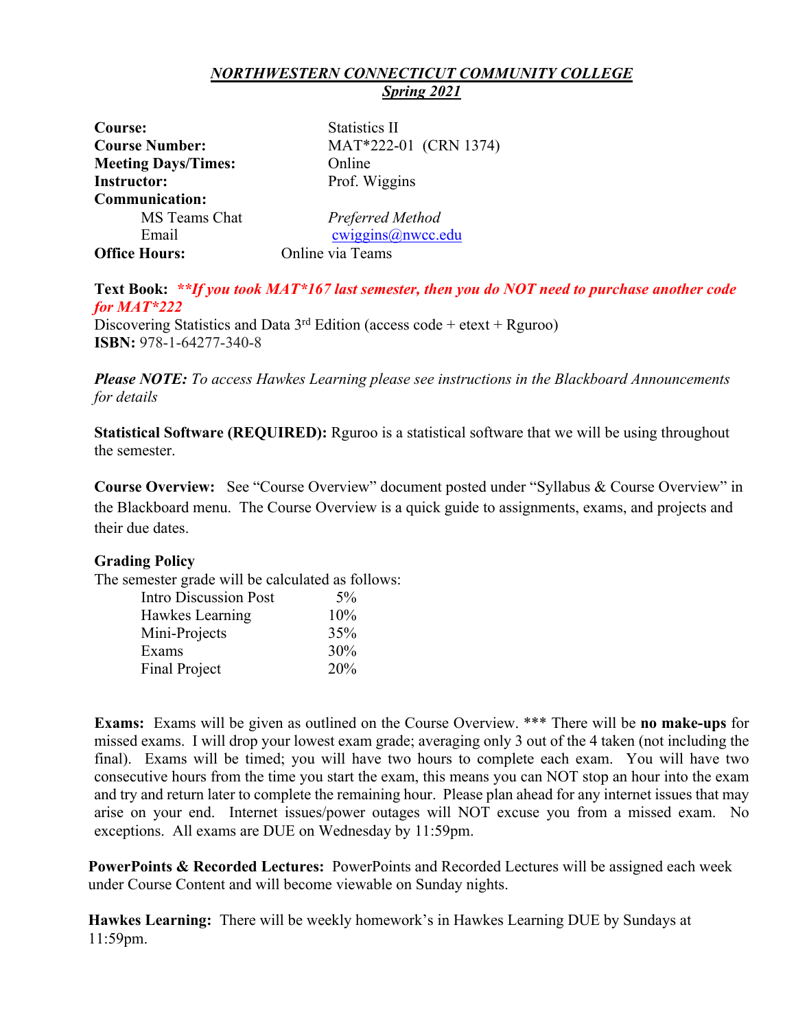***NORTHWESTERN CONNECTICUT COMMUNITY COLLEGE***
***Spring 2021***

**Course:** Statistics II
**Course Number:** MAT*222-01 (CRN 1374)
**Meeting Days/Times:** Online
**Instructor:** Prof. Wiggins
**Communication:**
- MS Teams Chat — *Preferred Method*
- Email — cwiggins@nwcc.edu

**Office Hours:** Online via Teams

**Text Book:** ***If you took MAT*167 last semester, then you do NOT need to purchase another code for MAT*222***
Discovering Statistics and Data 3rd Edition (access code + etext + Rguroo)
**ISBN:** 978-1-64277-340-8

***Please NOTE:*** *To access Hawkes Learning please see instructions in the Blackboard Announcements for details*

**Statistical Software (REQUIRED):** Rguroo is a statistical software that we will be using throughout the semester.

**Course Overview:** See "Course Overview" document posted under "Syllabus & Course Overview" in the Blackboard menu. The Course Overview is a quick guide to assignments, exams, and projects and their due dates.

**Grading Policy**
The semester grade will be calculated as follows:

| Component | Weight |
|---|---|
| Intro Discussion Post | 5% |
| Hawkes Learning | 10% |
| Mini-Projects | 35% |
| Exams | 30% |
| Final Project | 20% |

**Exams:** Exams will be given as outlined on the Course Overview. *** There will be **no make-ups** for missed exams. I will drop your lowest exam grade; averaging only 3 out of the 4 taken (not including the final). Exams will be timed; you will have two hours to complete each exam. You will have two consecutive hours from the time you start the exam, this means you can NOT stop an hour into the exam and try and return later to complete the remaining hour. Please plan ahead for any internet issues that may arise on your end. Internet issues/power outages will NOT excuse you from a missed exam. No exceptions. All exams are DUE on Wednesday by 11:59pm.

**PowerPoints & Recorded Lectures:** PowerPoints and Recorded Lectures will be assigned each week under Course Content and will become viewable on Sunday nights.

**Hawkes Learning:** There will be weekly homework's in Hawkes Learning DUE by Sundays at 11:59pm.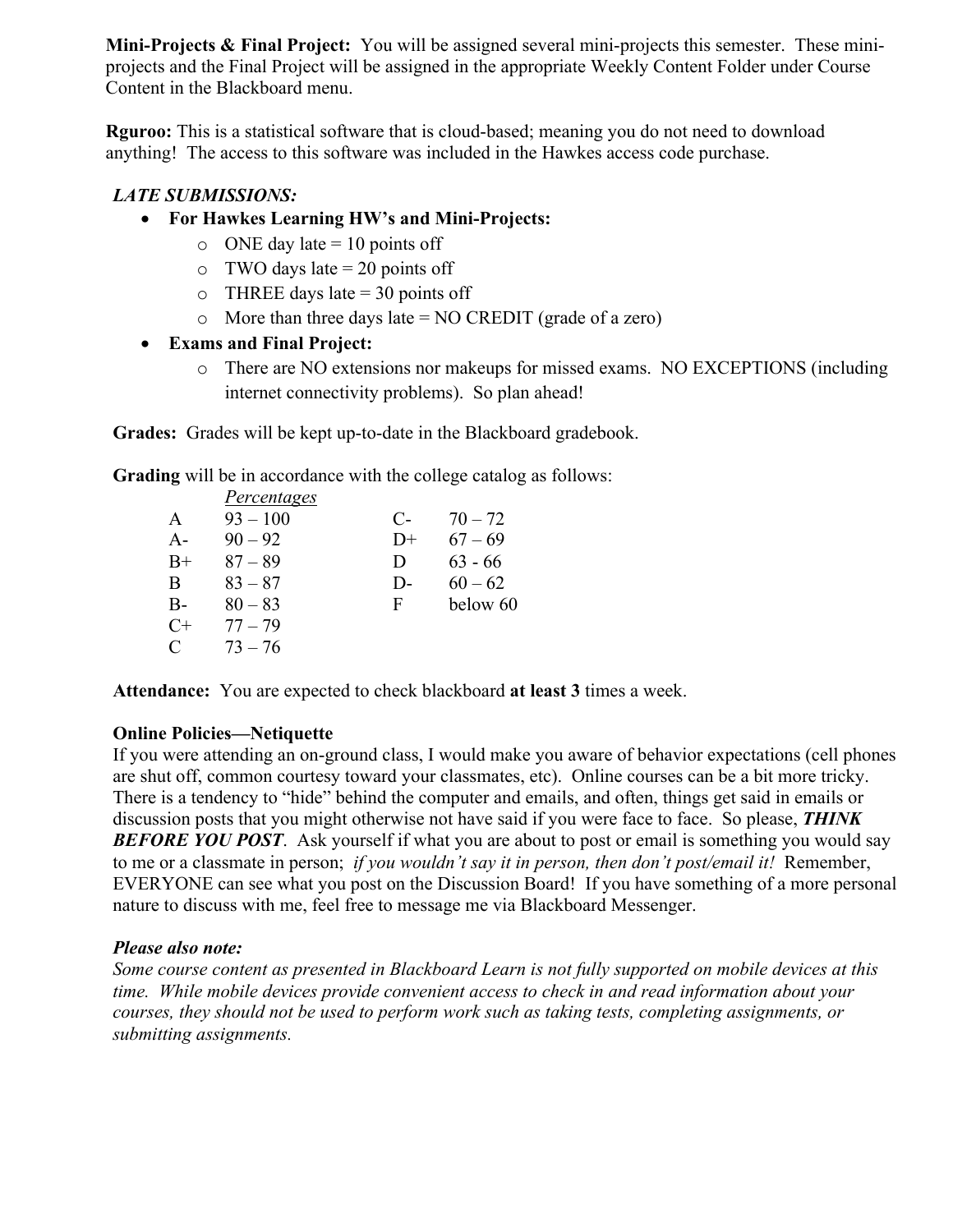**Mini-Projects & Final Project:** You will be assigned several mini-projects this semester. These mini-projects and the Final Project will be assigned in the appropriate Weekly Content Folder under Course Content in the Blackboard menu.

**Rguroo:** This is a statistical software that is cloud-based; meaning you do not need to download anything! The access to this software was included in the Hawkes access code purchase.

***LATE SUBMISSIONS:***

- **For Hawkes Learning HW's and Mini-Projects:**
  - ONE day late = 10 points off
  - TWO days late = 20 points off
  - THREE days late = 30 points off
  - More than three days late = NO CREDIT (grade of a zero)
- **Exams and Final Project:**
  - There are NO extensions nor makeups for missed exams. NO EXCEPTIONS (including internet connectivity problems). So plan ahead!

**Grades:** Grades will be kept up-to-date in the Blackboard gradebook.

**Grading** will be in accordance with the college catalog as follows:

| | *Percentages* | | |
|---|---|---|---|
| A | 93 – 100 | C- | 70 – 72 |
| A- | 90 – 92 | D+ | 67 – 69 |
| B+ | 87 – 89 | D | 63 - 66 |
| B | 83 – 87 | D- | 60 – 62 |
| B- | 80 – 83 | F | below 60 |
| C+ | 77 – 79 | | |
| C | 73 – 76 | | |

**Attendance:** You are expected to check blackboard **at least 3** times a week.

**Online Policies—Netiquette**

If you were attending an on-ground class, I would make you aware of behavior expectations (cell phones are shut off, common courtesy toward your classmates, etc). Online courses can be a bit more tricky. There is a tendency to "hide" behind the computer and emails, and often, things get said in emails or discussion posts that you might otherwise not have said if you were face to face. So please, ***THINK BEFORE YOU POST***. Ask yourself if what you are about to post or email is something you would say to me or a classmate in person; *if you wouldn't say it in person, then don't post/email it!* Remember, EVERYONE can see what you post on the Discussion Board! If you have something of a more personal nature to discuss with me, feel free to message me via Blackboard Messenger.

***Please also note:***

*Some course content as presented in Blackboard Learn is not fully supported on mobile devices at this time. While mobile devices provide convenient access to check in and read information about your courses, they should not be used to perform work such as taking tests, completing assignments, or submitting assignments.*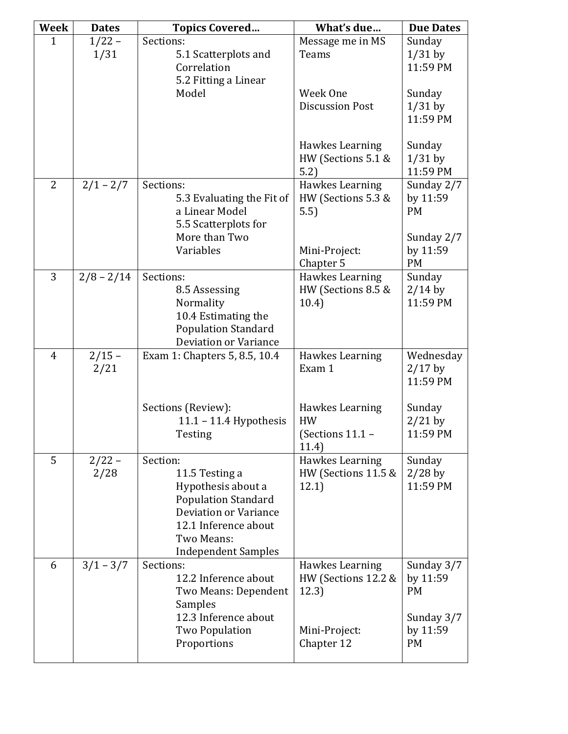| Week | Dates | Topics Covered… | What's due… | Due Dates |
|---|---|---|---|---|
| 1 | 1/22 – 1/31 | Sections:<br>5.1 Scatterplots and Correlation<br>5.2 Fitting a Linear Model | Message me in MS Teams<br><br>Week One Discussion Post<br><br>Hawkes Learning HW (Sections 5.1 & 5.2) | Sunday 1/31 by 11:59 PM<br><br>Sunday 1/31 by 11:59 PM<br><br>Sunday 1/31 by 11:59 PM |
| 2 | 2/1 – 2/7 | Sections:<br>5.3 Evaluating the Fit of a Linear Model<br>5.5 Scatterplots for More than Two Variables | Hawkes Learning HW (Sections 5.3 & 5.5)<br><br>Mini-Project: Chapter 5 | Sunday 2/7 by 11:59 PM<br><br>Sunday 2/7 by 11:59 PM |
| 3 | 2/8 – 2/14 | Sections:<br>8.5 Assessing Normality<br>10.4 Estimating the Population Standard Deviation or Variance | Hawkes Learning HW (Sections 8.5 & 10.4) | Sunday 2/14 by 11:59 PM |
| 4 | 2/15 – 2/21 | Exam 1: Chapters 5, 8.5, 10.4<br><br>Sections (Review):<br>11.1 – 11.4 Hypothesis Testing | Hawkes Learning Exam 1<br><br>Hawkes Learning HW (Sections 11.1 – 11.4) | Wednesday 2/17 by 11:59 PM<br><br>Sunday 2/21 by 11:59 PM |
| 5 | 2/22 – 2/28 | Section:<br>11.5 Testing a Hypothesis about a Population Standard Deviation or Variance<br>12.1 Inference about Two Means: Independent Samples | Hawkes Learning HW (Sections 11.5 & 12.1) | Sunday 2/28 by 11:59 PM |
| 6 | 3/1 – 3/7 | Sections:<br>12.2 Inference about Two Means: Dependent Samples<br>12.3 Inference about Two Population Proportions | Hawkes Learning HW (Sections 12.2 & 12.3)<br><br>Mini-Project: Chapter 12 | Sunday 3/7 by 11:59 PM<br><br>Sunday 3/7 by 11:59 PM |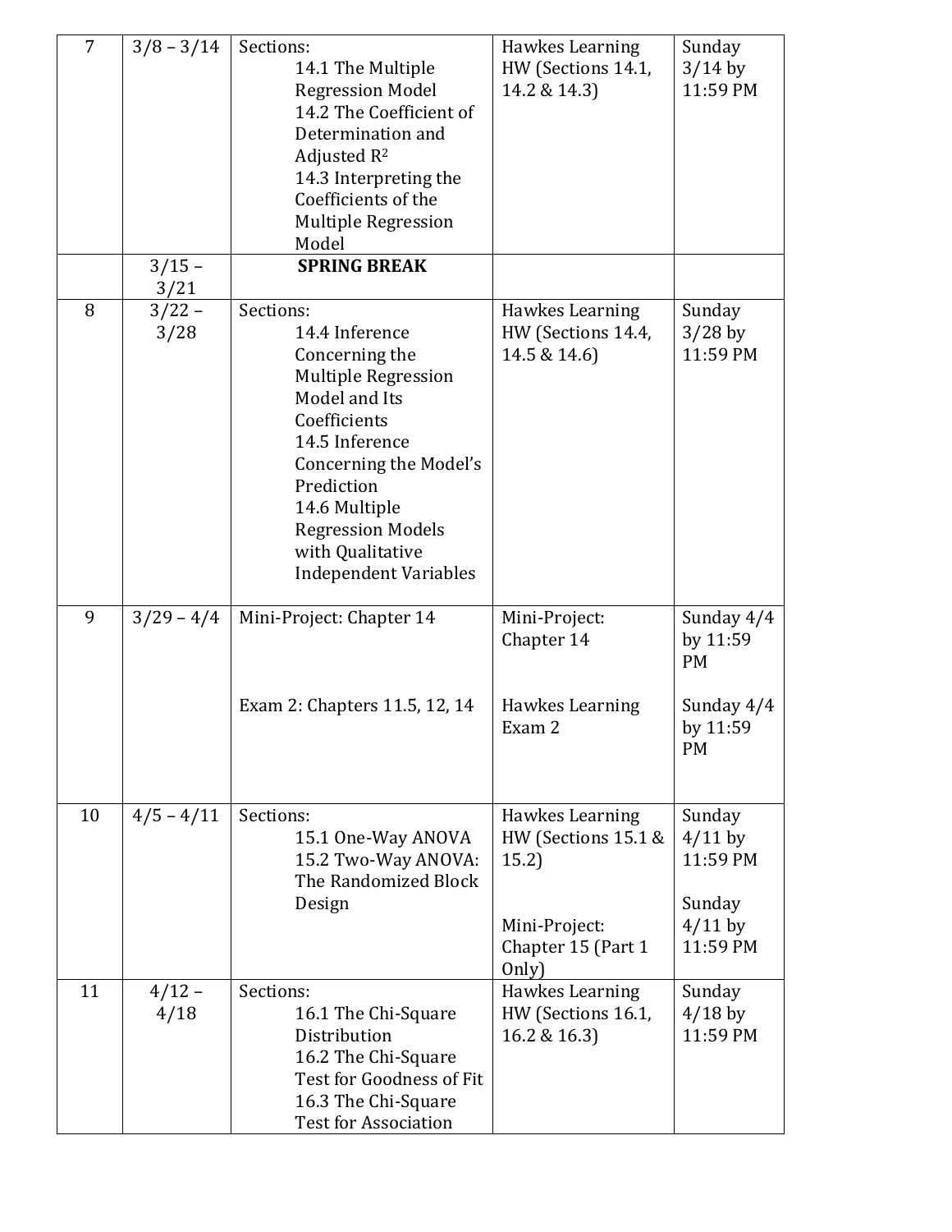| 7 | 3/8 – 3/14 | Sections:<br>14.1 The Multiple Regression Model<br>14.2 The Coefficient of Determination and Adjusted $R^2$<br>14.3 Interpreting the Coefficients of the Multiple Regression Model | Hawkes Learning HW (Sections 14.1, 14.2 & 14.3) | Sunday 3/14 by 11:59 PM |
|---|---|---|---|---|
| | 3/15 – 3/21 | **SPRING BREAK** | | |
| 8 | 3/22 – 3/28 | Sections:<br>14.4 Inference Concerning the Multiple Regression Model and Its Coefficients<br>14.5 Inference Concerning the Model's Prediction<br>14.6 Multiple Regression Models with Qualitative Independent Variables | Hawkes Learning HW (Sections 14.4, 14.5 & 14.6) | Sunday 3/28 by 11:59 PM |
| 9 | 3/29 – 4/4 | Mini-Project: Chapter 14<br><br>Exam 2: Chapters 11.5, 12, 14 | Mini-Project: Chapter 14<br><br>Hawkes Learning Exam 2 | Sunday 4/4 by 11:59 PM<br><br>Sunday 4/4 by 11:59 PM |
| 10 | 4/5 – 4/11 | Sections:<br>15.1 One-Way ANOVA<br>15.2 Two-Way ANOVA: The Randomized Block Design | Hawkes Learning HW (Sections 15.1 & 15.2)<br><br>Mini-Project: Chapter 15 (Part 1 Only) | Sunday 4/11 by 11:59 PM<br><br>Sunday 4/11 by 11:59 PM |
| 11 | 4/12 – 4/18 | Sections:<br>16.1 The Chi-Square Distribution<br>16.2 The Chi-Square Test for Goodness of Fit<br>16.3 The Chi-Square Test for Association | Hawkes Learning HW (Sections 16.1, 16.2 & 16.3) | Sunday 4/18 by 11:59 PM |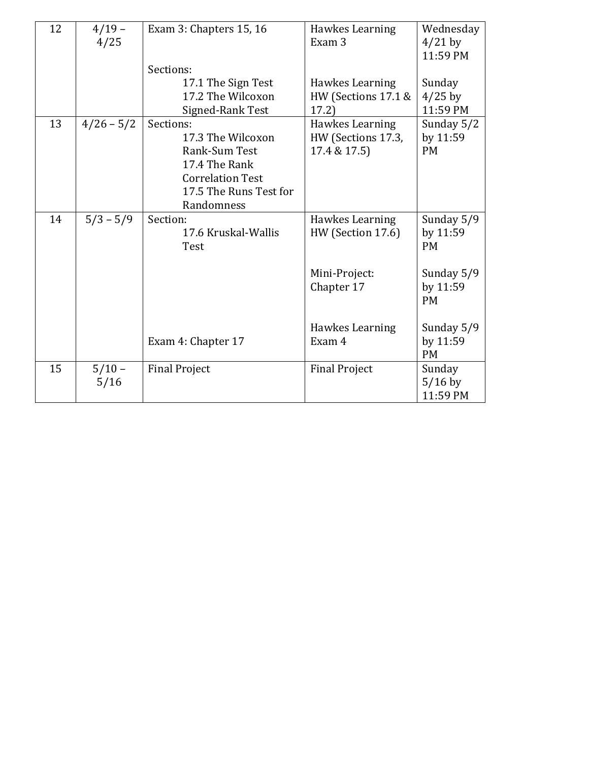| | | | | |
|---|---|---|---|---|
| 12 | 4/19 – 4/25 | Exam 3: Chapters 15, 16<br><br>Sections:<br>17.1 The Sign Test<br>17.2 The Wilcoxon Signed-Rank Test | Hawkes Learning Exam 3<br><br>Hawkes Learning HW (Sections 17.1 & 17.2) | Wednesday 4/21 by 11:59 PM<br><br>Sunday 4/25 by 11:59 PM |
| 13 | 4/26 – 5/2 | Sections:<br>17.3 The Wilcoxon Rank-Sum Test<br>17.4 The Rank Correlation Test<br>17.5 The Runs Test for Randomness | Hawkes Learning HW (Sections 17.3, 17.4 & 17.5) | Sunday 5/2 by 11:59 PM |
| 14 | 5/3 – 5/9 | Section:<br>17.6 Kruskal-Wallis Test<br><br>Exam 4: Chapter 17 | Hawkes Learning HW (Section 17.6)<br><br>Mini-Project: Chapter 17<br><br>Hawkes Learning Exam 4 | Sunday 5/9 by 11:59 PM<br><br>Sunday 5/9 by 11:59 PM<br><br>Sunday 5/9 by 11:59 PM |
| 15 | 5/10 – 5/16 | Final Project | Final Project | Sunday 5/16 by 11:59 PM |